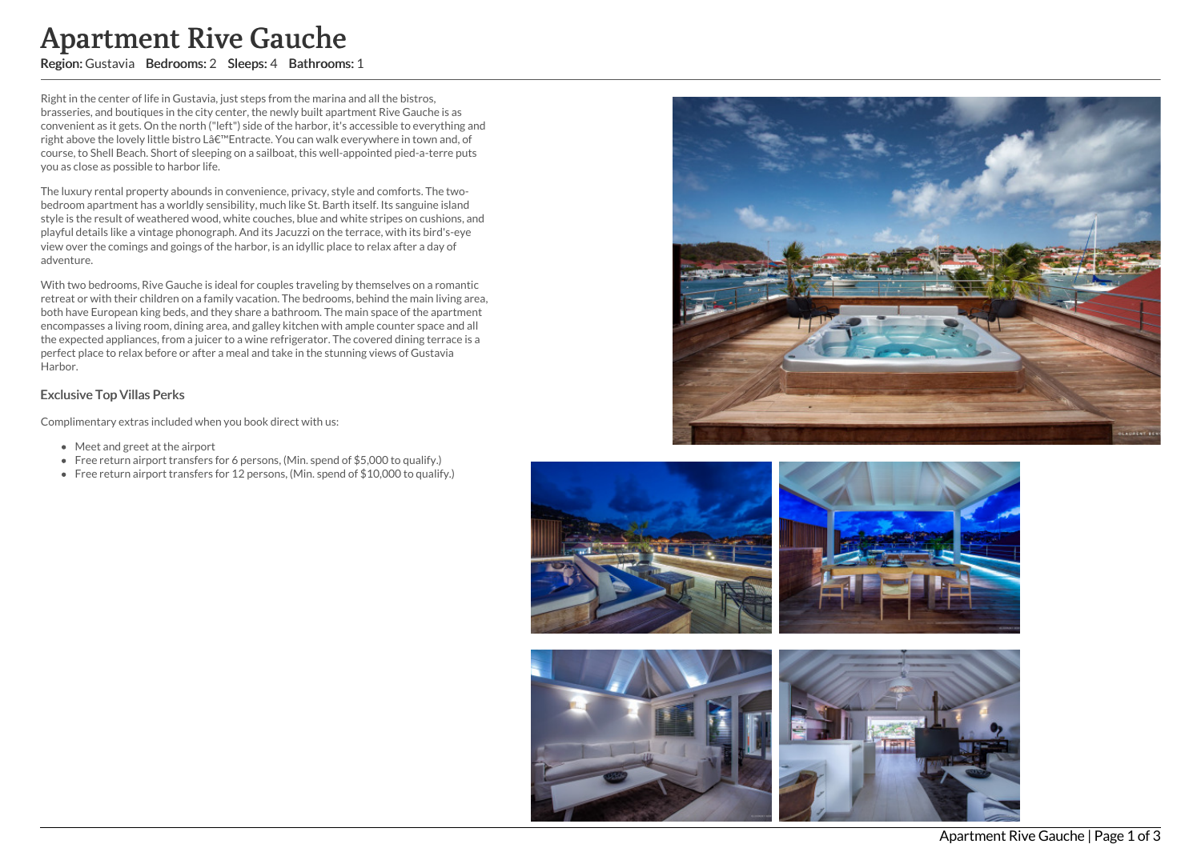# Apartment Rive Gauche

**Region:** Gustavia **Bedrooms:** 2 **Sleeps:** 4 **Bathrooms:** 1

Right in the center of life in Gustavia, just steps from the marina and all the bistros, brasseries, and boutiques in the city center, the newly built apartment Rive Gauche is as convenient as it gets. On the north ("left") side of the harbor, it's accessible to everything and right above the lovely little bistro Lâ€™Entracte. You can walk everywhere in town and, of course, to Shell Beach. Short of sleeping on a sailboat, this well-appointed pied-a-terre puts you as close as possible to harbor life.

The luxury rental property abounds in convenience, privacy, style and comforts. The two-bedroom apartment has a worldly sensibility, much like St. Barth itself. Its sanguine island style is the result of weathered wood, white couches, blue and white stripes on cushions, and playful details like a vintage phonograph. And its Jacuzzi on the terrace, with its bird's-eye view over the comings and goings of the harbor, is an idyllic place to relax after a day of adventure.

With two bedrooms, Rive Gauche is ideal for couples traveling by themselves on a romantic retreat or with their children on a family vacation. The bedrooms, behind the main living area, both have European king beds, and they share a bathroom. The main space of the apartment encompasses a living room, dining area, and galley kitchen with ample counter space and all the expected appliances, from a juicer to a wine refrigerator. The covered dining terrace is a perfect place to relax before or after a meal and take in the stunning views of Gustavia Harbor.

### Exclusive Top Villas Perks

Complimentary extras included when you book direct with us:

- Meet and greet at the airport
- Free return airport transfers for 6 persons, (Min. spend of $5,000 to qualify.)
- Free return airport transfers for 12 persons, (Min. spend of $10,000 to qualify.)